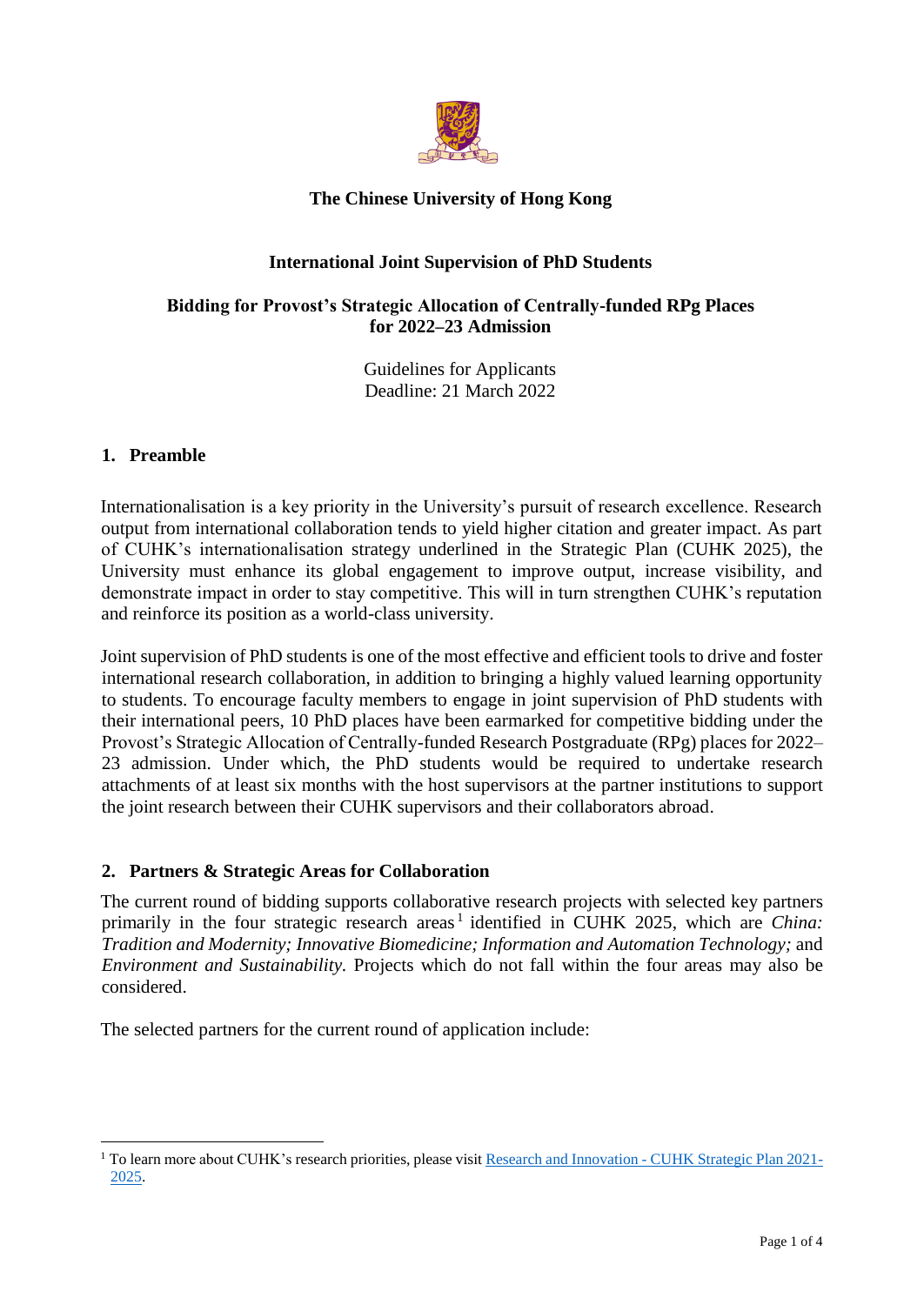**The Chinese University of Hong Kong**

**International Joint Supervision of PhD Students**

**Bidding for Provost's Strategic Allocation of Centrally-funded RPg Places for 2022–23 Admission**

Guidelines for Applicants
Deadline: 21 March 2022

## 1. Preamble

Internationalisation is a key priority in the University's pursuit of research excellence. Research output from international collaboration tends to yield higher citation and greater impact. As part of CUHK's internationalisation strategy underlined in the Strategic Plan (CUHK 2025), the University must enhance its global engagement to improve output, increase visibility, and demonstrate impact in order to stay competitive. This will in turn strengthen CUHK's reputation and reinforce its position as a world-class university.

Joint supervision of PhD students is one of the most effective and efficient tools to drive and foster international research collaboration, in addition to bringing a highly valued learning opportunity to students. To encourage faculty members to engage in joint supervision of PhD students with their international peers, 10 PhD places have been earmarked for competitive bidding under the Provost's Strategic Allocation of Centrally-funded Research Postgraduate (RPg) places for 2022–23 admission. Under which, the PhD students would be required to undertake research attachments of at least six months with the host supervisors at the partner institutions to support the joint research between their CUHK supervisors and their collaborators abroad.

## 2. Partners & Strategic Areas for Collaboration

The current round of bidding supports collaborative research projects with selected key partners primarily in the four strategic research areas[1] identified in CUHK 2025, which are *China: Tradition and Modernity; Innovative Biomedicine; Information and Automation Technology;* and *Environment and Sustainability.* Projects which do not fall within the four areas may also be considered.

The selected partners for the current round of application include:

---

[1] To learn more about CUHK's research priorities, please visit [Research and Innovation - CUHK Strategic Plan 2021-2025](Research and Innovation - CUHK Strategic Plan 2021-2025).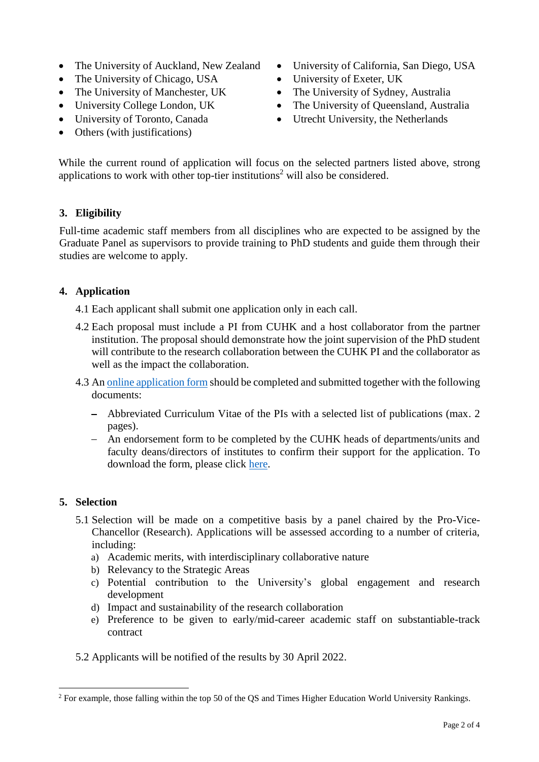- The University of Auckland, New Zealand
- The University of Chicago, USA
- The University of Manchester, UK
- University College London, UK
- University of Toronto, Canada
- Others (with justifications)
- University of California, San Diego, USA
- University of Exeter, UK
- The University of Sydney, Australia
- The University of Queensland, Australia
- Utrecht University, the Netherlands

While the current round of application will focus on the selected partners listed above, strong applications to work with other top-tier institutions[2] will also be considered.

## 3. Eligibility

Full-time academic staff members from all disciplines who are expected to be assigned by the Graduate Panel as supervisors to provide training to PhD students and guide them through their studies are welcome to apply.

## 4. Application

4.1 Each applicant shall submit one application only in each call.

4.2 Each proposal must include a PI from CUHK and a host collaborator from the partner institution. The proposal should demonstrate how the joint supervision of the PhD student will contribute to the research collaboration between the CUHK PI and the collaborator as well as the impact the collaboration.

4.3 An online application form should be completed and submitted together with the following documents:

- Abbreviated Curriculum Vitae of the PIs with a selected list of publications (max. 2 pages).
- An endorsement form to be completed by the CUHK heads of departments/units and faculty deans/directors of institutes to confirm their support for the application. To download the form, please click here.

## 5. Selection

5.1 Selection will be made on a competitive basis by a panel chaired by the Pro-Vice-Chancellor (Research). Applications will be assessed according to a number of criteria, including:

a) Academic merits, with interdisciplinary collaborative nature
b) Relevancy to the Strategic Areas
c) Potential contribution to the University's global engagement and research development
d) Impact and sustainability of the research collaboration
e) Preference to be given to early/mid-career academic staff on substantiable-track contract

5.2 Applicants will be notified of the results by 30 April 2022.

---

[2] For example, those falling within the top 50 of the QS and Times Higher Education World University Rankings.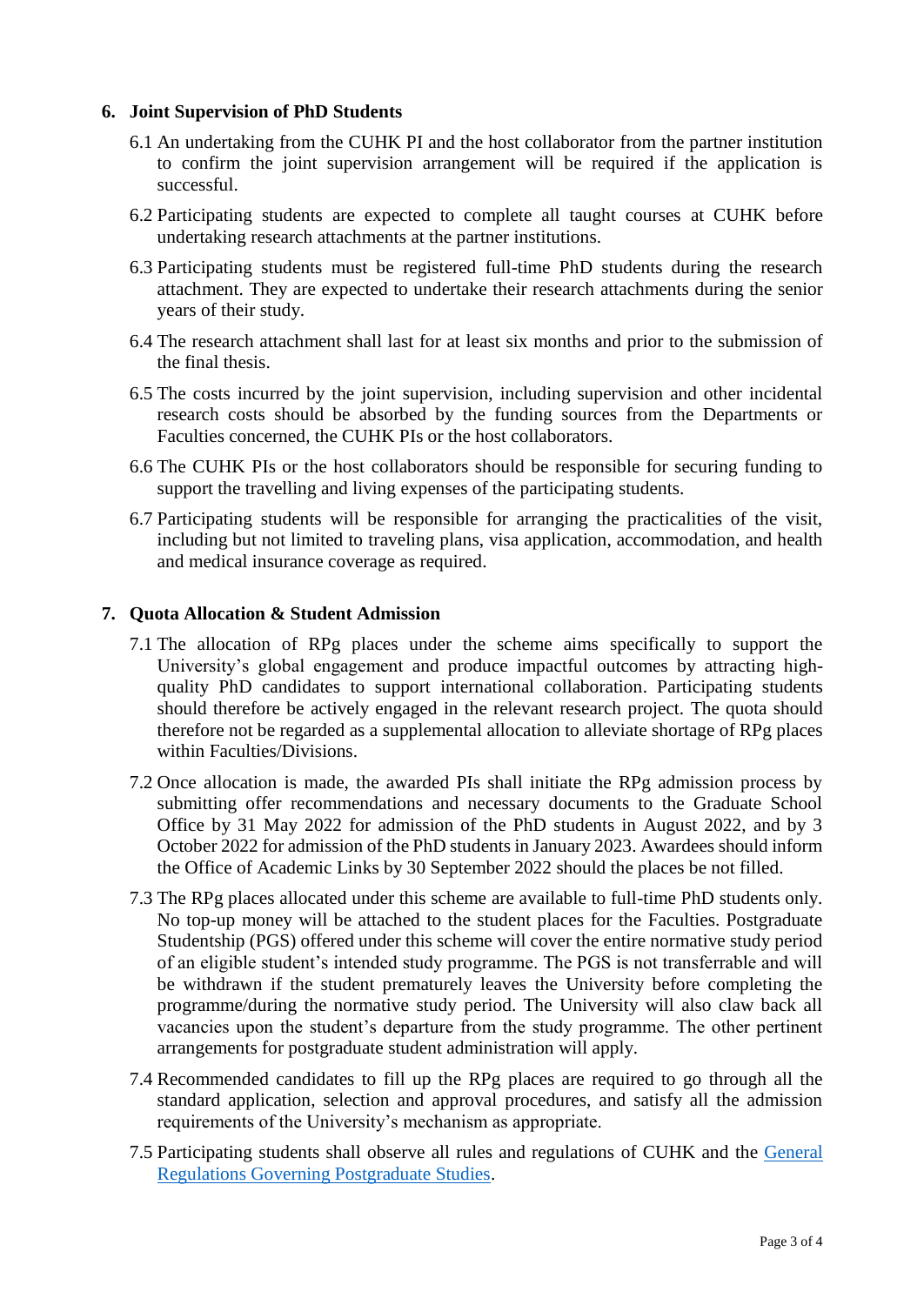## 6. Joint Supervision of PhD Students

6.1 An undertaking from the CUHK PI and the host collaborator from the partner institution to confirm the joint supervision arrangement will be required if the application is successful.

6.2 Participating students are expected to complete all taught courses at CUHK before undertaking research attachments at the partner institutions.

6.3 Participating students must be registered full-time PhD students during the research attachment. They are expected to undertake their research attachments during the senior years of their study.

6.4 The research attachment shall last for at least six months and prior to the submission of the final thesis.

6.5 The costs incurred by the joint supervision, including supervision and other incidental research costs should be absorbed by the funding sources from the Departments or Faculties concerned, the CUHK PIs or the host collaborators.

6.6 The CUHK PIs or the host collaborators should be responsible for securing funding to support the travelling and living expenses of the participating students.

6.7 Participating students will be responsible for arranging the practicalities of the visit, including but not limited to traveling plans, visa application, accommodation, and health and medical insurance coverage as required.

## 7. Quota Allocation & Student Admission

7.1 The allocation of RPg places under the scheme aims specifically to support the University's global engagement and produce impactful outcomes by attracting high-quality PhD candidates to support international collaboration. Participating students should therefore be actively engaged in the relevant research project. The quota should therefore not be regarded as a supplemental allocation to alleviate shortage of RPg places within Faculties/Divisions.

7.2 Once allocation is made, the awarded PIs shall initiate the RPg admission process by submitting offer recommendations and necessary documents to the Graduate School Office by 31 May 2022 for admission of the PhD students in August 2022, and by 3 October 2022 for admission of the PhD students in January 2023. Awardees should inform the Office of Academic Links by 30 September 2022 should the places be not filled.

7.3 The RPg places allocated under this scheme are available to full-time PhD students only. No top-up money will be attached to the student places for the Faculties. Postgraduate Studentship (PGS) offered under this scheme will cover the entire normative study period of an eligible student's intended study programme. The PGS is not transferrable and will be withdrawn if the student prematurely leaves the University before completing the programme/during the normative study period. The University will also claw back all vacancies upon the student's departure from the study programme. The other pertinent arrangements for postgraduate student administration will apply.

7.4 Recommended candidates to fill up the RPg places are required to go through all the standard application, selection and approval procedures, and satisfy all the admission requirements of the University's mechanism as appropriate.

7.5 Participating students shall observe all rules and regulations of CUHK and the General Regulations Governing Postgraduate Studies.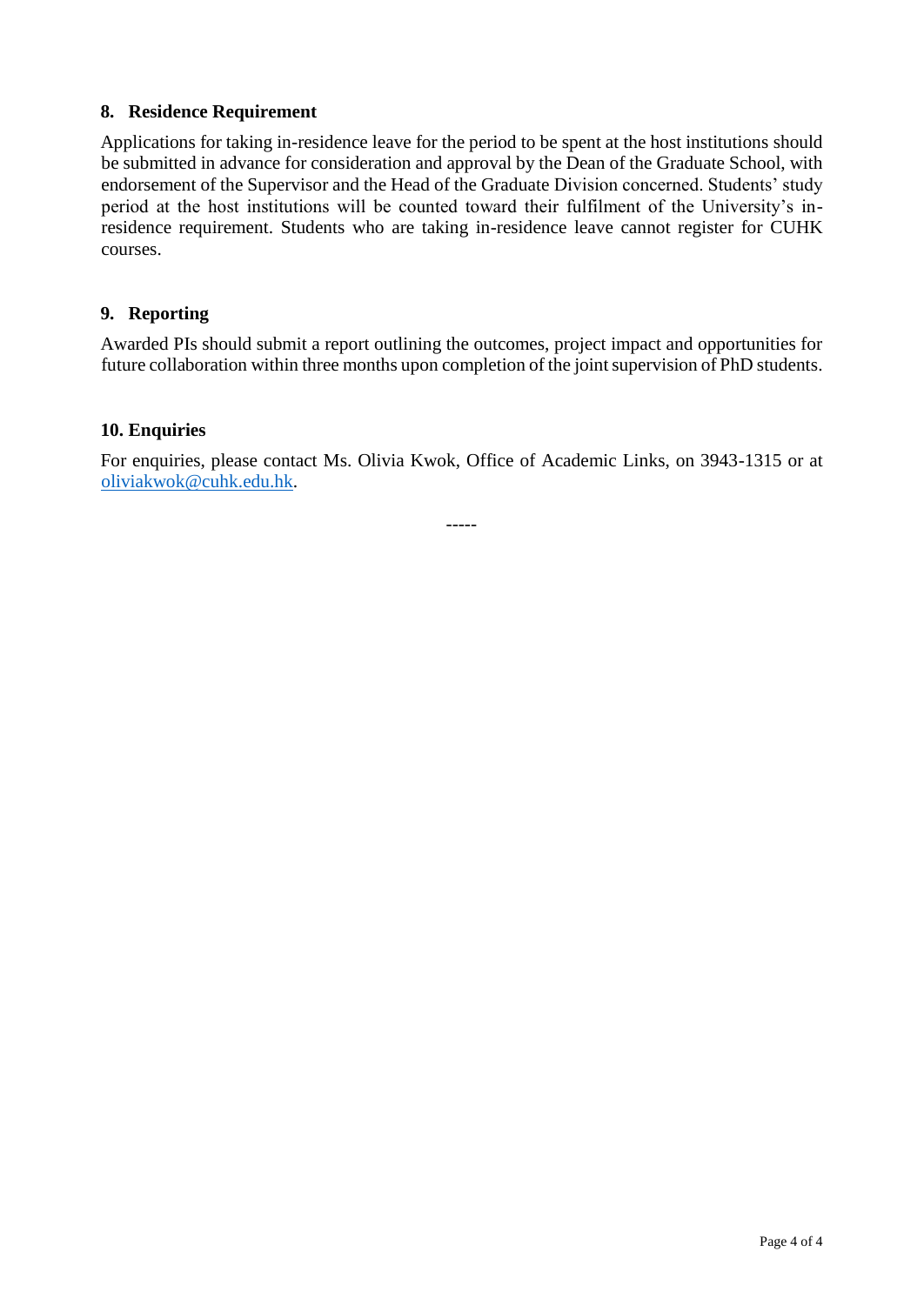## 8. Residence Requirement

Applications for taking in-residence leave for the period to be spent at the host institutions should be submitted in advance for consideration and approval by the Dean of the Graduate School, with endorsement of the Supervisor and the Head of the Graduate Division concerned. Students' study period at the host institutions will be counted toward their fulfilment of the University's in-residence requirement. Students who are taking in-residence leave cannot register for CUHK courses.

## 9. Reporting

Awarded PIs should submit a report outlining the outcomes, project impact and opportunities for future collaboration within three months upon completion of the joint supervision of PhD students.

## 10. Enquiries

For enquiries, please contact Ms. Olivia Kwok, Office of Academic Links, on 3943-1315 or at oliviakwok@cuhk.edu.hk.

-----